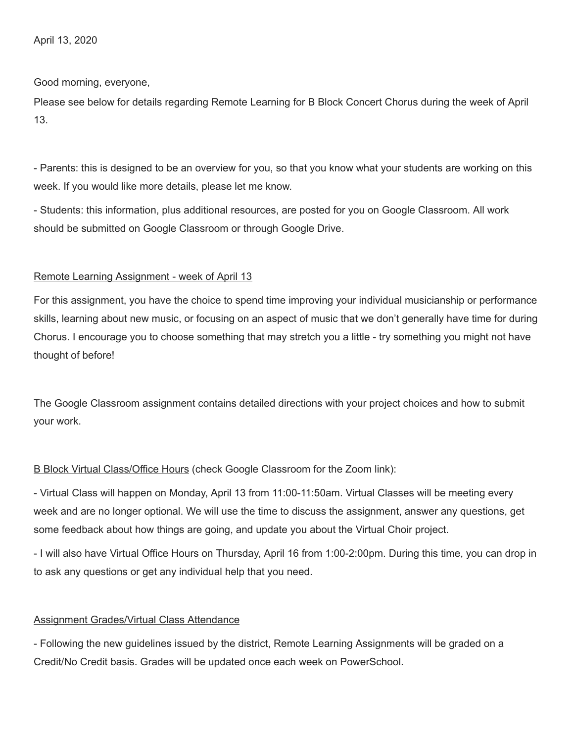April 13, 2020

Good morning, everyone,

Please see below for details regarding Remote Learning for B Block Concert Chorus during the week of April 13.

- Parents: this is designed to be an overview for you, so that you know what your students are working on this week. If you would like more details, please let me know.
- Students: this information, plus additional resources, are posted for you on Google Classroom. All work should be submitted on Google Classroom or through Google Drive.

<u>Remote Learning Assignment - week of April 13</u>

For this assignment, you have the choice to spend time improving your individual musicianship or performance skills, learning about new music, or focusing on an aspect of music that we don't generally have time for during Chorus. I encourage you to choose something that may stretch you a little - try something you might not have thought of before!

The Google Classroom assignment contains detailed directions with your project choices and how to submit your work.

<u>B Block Virtual Class/Office Hours</u> (check Google Classroom for the Zoom link):

- Virtual Class will happen on Monday, April 13 from 11:00-11:50am. Virtual Classes will be meeting every week and are no longer optional. We will use the time to discuss the assignment, answer any questions, get some feedback about how things are going, and update you about the Virtual Choir project.
- I will also have Virtual Office Hours on Thursday, April 16 from 1:00-2:00pm. During this time, you can drop in to ask any questions or get any individual help that you need.

<u>Assignment Grades/Virtual Class Attendance</u>

- Following the new guidelines issued by the district, Remote Learning Assignments will be graded on a Credit/No Credit basis. Grades will be updated once each week on PowerSchool.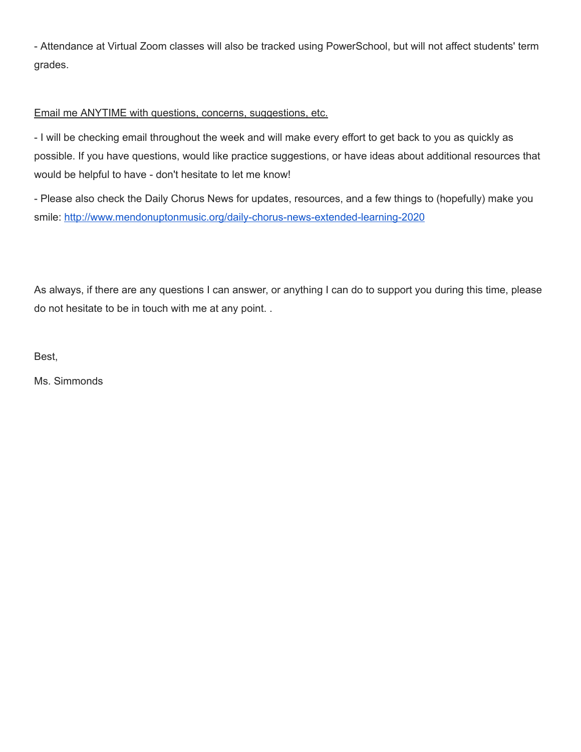- Attendance at Virtual Zoom classes will also be tracked using PowerSchool, but will not affect students' term grades.

Email me ANYTIME with questions, concerns, suggestions, etc.

- I will be checking email throughout the week and will make every effort to get back to you as quickly as possible. If you have questions, would like practice suggestions, or have ideas about additional resources that would be helpful to have - don't hesitate to let me know!

- Please also check the Daily Chorus News for updates, resources, and a few things to (hopefully) make you smile: [http://www.mendonuptonmusic.org/daily-chorus-news-extended-learning-2020](http://www.mendonuptonmusic.org/daily-chorus-news-extended-learning-2020)

As always, if there are any questions I can answer, or anything I can do to support you during this time, please do not hesitate to be in touch with me at any point. .

Best,

Ms. Simmonds